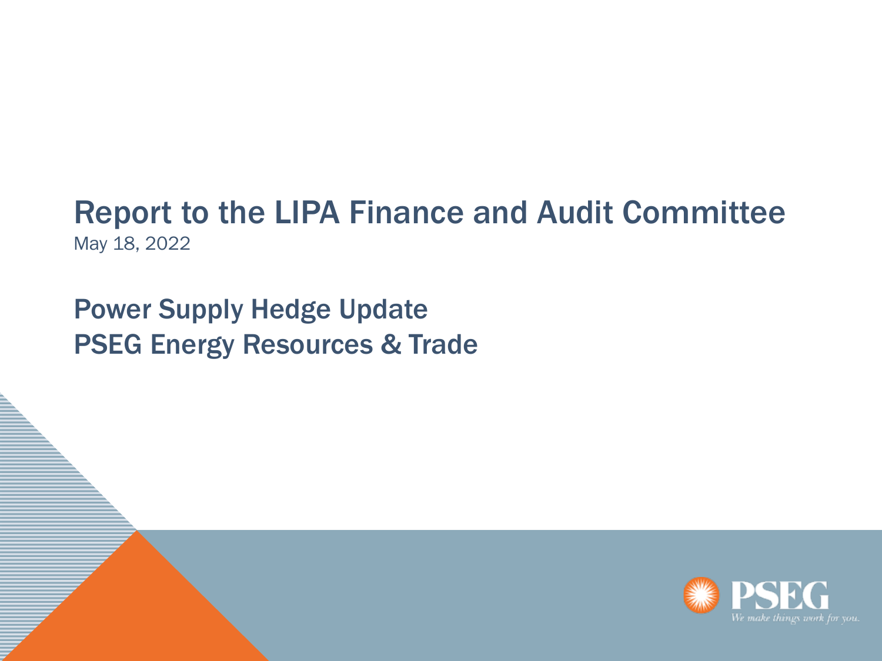# Report to the LIPA Finance and Audit Committee

May 18, 2022

## Power Supply Hedge Update
## PSEG Energy Resources & Trade

PSEG

*We make things work for you.*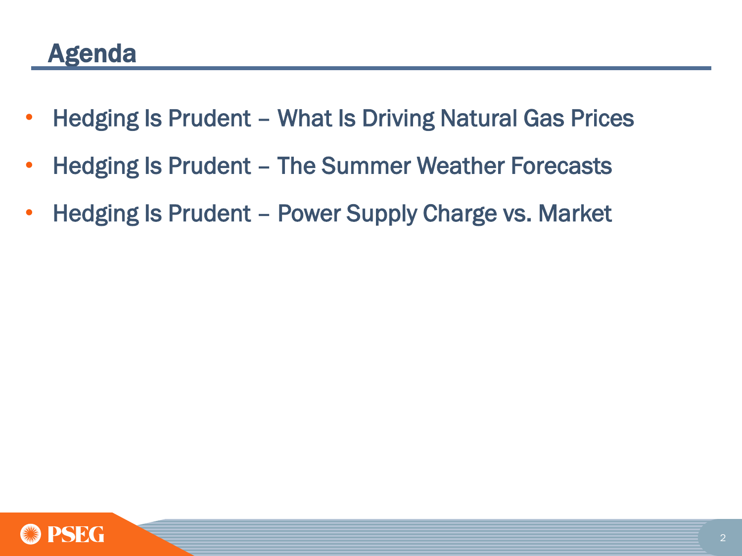# Agenda

- Hedging Is Prudent – What Is Driving Natural Gas Prices
- Hedging Is Prudent – The Summer Weather Forecasts
- Hedging Is Prudent – Power Supply Charge vs. Market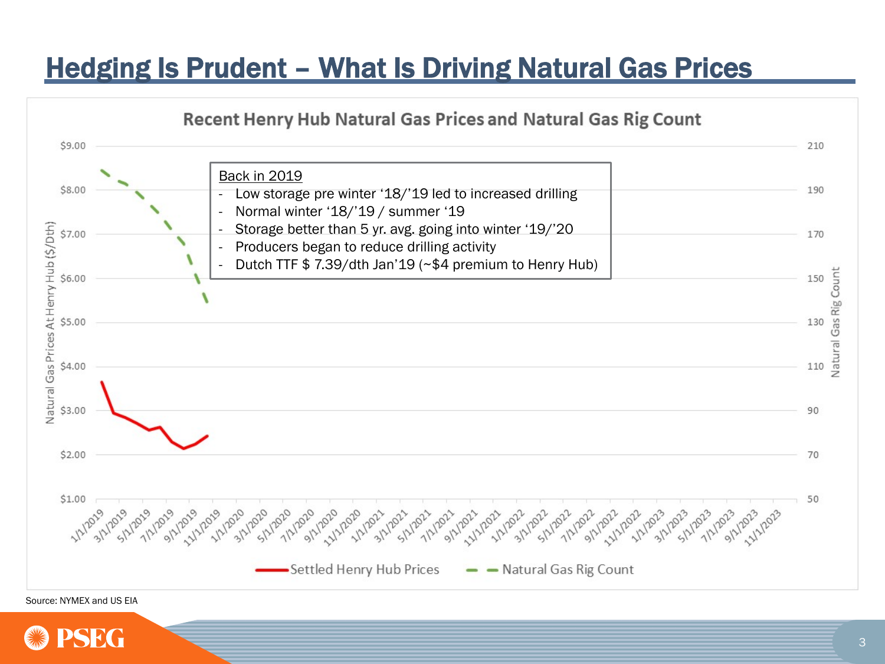# Hedging Is Prudent – What Is Driving Natural Gas Prices

Recent Henry Hub Natural Gas Prices and Natural Gas Rig Count

Back in 2019

- Low storage pre winter '18/'19 led to increased drilling
- Normal winter '18/'19 / summer '19
- Storage better than 5 yr. avg. going into winter '19/'20
- Producers began to reduce drilling activity
- Dutch TTF $ 7.39/dth Jan'19 (~$4 premium to Henry Hub)

Natural Gas Prices At Henry Hub ($/Dth)

$9.00
$8.00
$7.00
$6.00
$5.00
$4.00
$3.00
$2.00
$1.00

Natural Gas Rig Count

210
190
170
150
130
110
90
70
50

1/1/2019, 3/1/2019, 5/1/2019, 7/1/2019, 9/1/2019, 11/1/2019, 1/1/2020, 3/1/2020, 5/1/2020, 7/1/2020, 9/1/2020, 11/1/2020, 1/1/2021, 3/1/2021, 5/1/2021, 7/1/2021, 9/1/2021, 11/1/2021, 1/1/2022, 3/1/2022, 5/1/2022, 7/1/2022, 9/1/2022, 11/1/2022, 1/1/2023, 3/1/2023, 5/1/2023, 7/1/2023, 9/1/2023, 11/1/2023

Settled Henry Hub Prices
Natural Gas Rig Count

Source: NYMEX and US EIA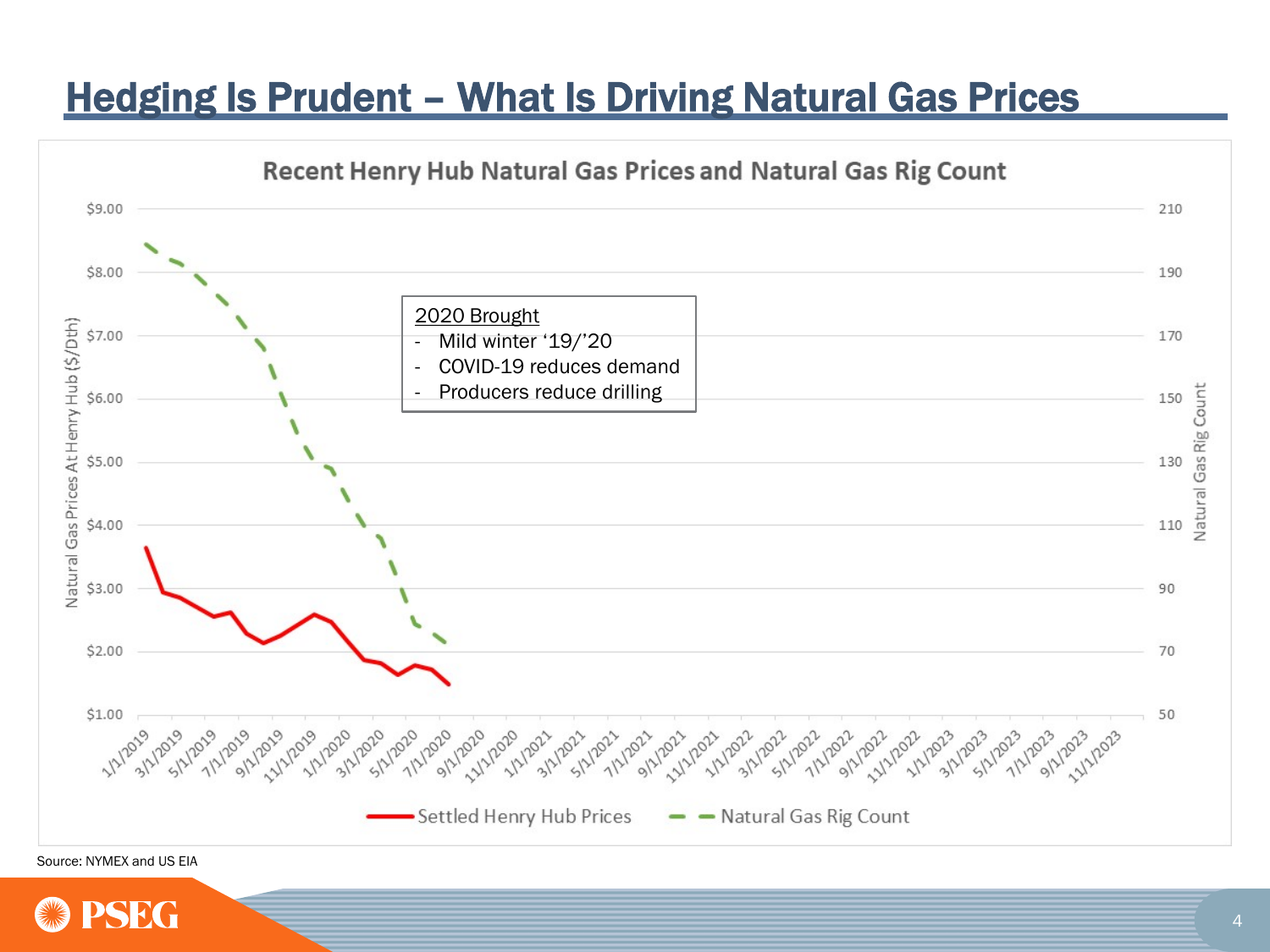# Hedging Is Prudent – What Is Driving Natural Gas Prices

Recent Henry Hub Natural Gas Prices and Natural Gas Rig Count

Natural Gas Prices At Henry Hub ($/Dth)

$9.00
$8.00
$7.00
$6.00
$5.00
$4.00
$3.00
$2.00
$1.00

Natural Gas Rig Count

210
190
170
150
130
110
90
70
50

1/1/2019 3/1/2019 5/1/2019 7/1/2019 9/1/2019 11/1/2019 1/1/2020 3/1/2020 5/1/2020 7/1/2020 9/1/2020 11/1/2020 1/1/2021 3/1/2021 5/1/2021 7/1/2021 9/1/2021 11/1/2021 1/1/2022 3/1/2022 5/1/2022 7/1/2022 9/1/2022 11/1/2022 1/1/2023 3/1/2023 5/1/2023 7/1/2023 9/1/2023 11/1/2023

2020 Brought
- Mild winter '19/'20
- COVID-19 reduces demand
- Producers reduce drilling

Settled Henry Hub Prices
Natural Gas Rig Count

Source: NYMEX and US EIA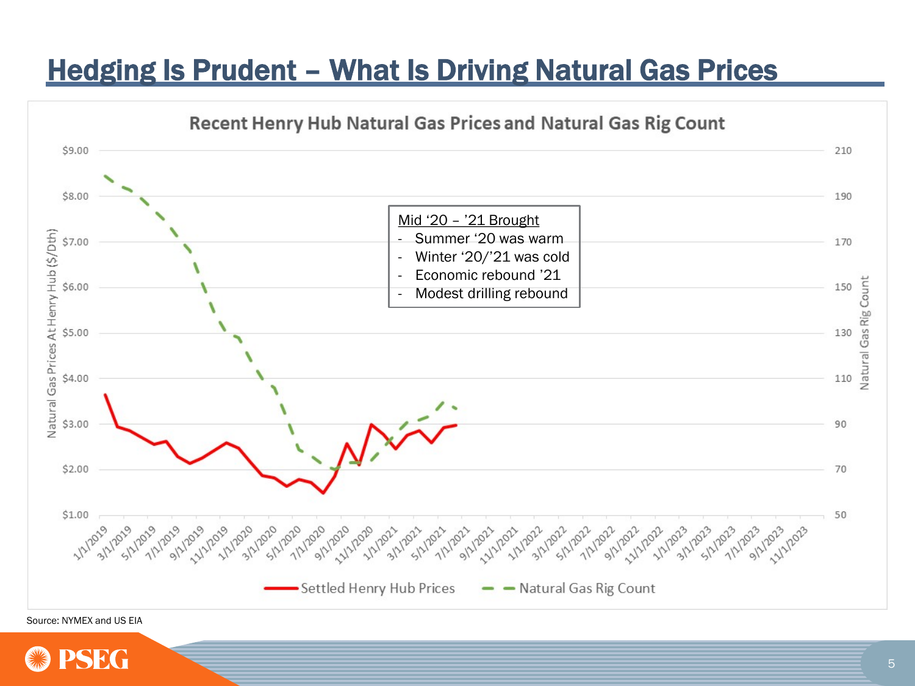# Hedging Is Prudent – What Is Driving Natural Gas Prices

Recent Henry Hub Natural Gas Prices and Natural Gas Rig Count

Natural Gas Prices At Henry Hub ($/Dth)

$9.00
$8.00
$7.00
$6.00
$5.00
$4.00
$3.00
$2.00
$1.00

Natural Gas Rig Count

210
190
170
150
130
110
90
70
50

1/1/2019 3/1/2019 5/1/2019 7/1/2019 9/1/2019 11/1/2019 1/1/2020 3/1/2020 5/1/2020 7/1/2020 9/1/2020 11/1/2020 1/1/2021 3/1/2021 5/1/2021 7/1/2021 9/1/2021 11/1/2021 1/1/2022 3/1/2022 5/1/2022 7/1/2022 9/1/2022 11/1/2022 1/1/2023 3/1/2023 5/1/2023 7/1/2023 9/1/2023 11/1/2023

Mid '20 – '21 Brought
- Summer '20 was warm
- Winter '20/'21 was cold
- Economic rebound '21
- Modest drilling rebound

Settled Henry Hub Prices
Natural Gas Rig Count

Source: NYMEX and US EIA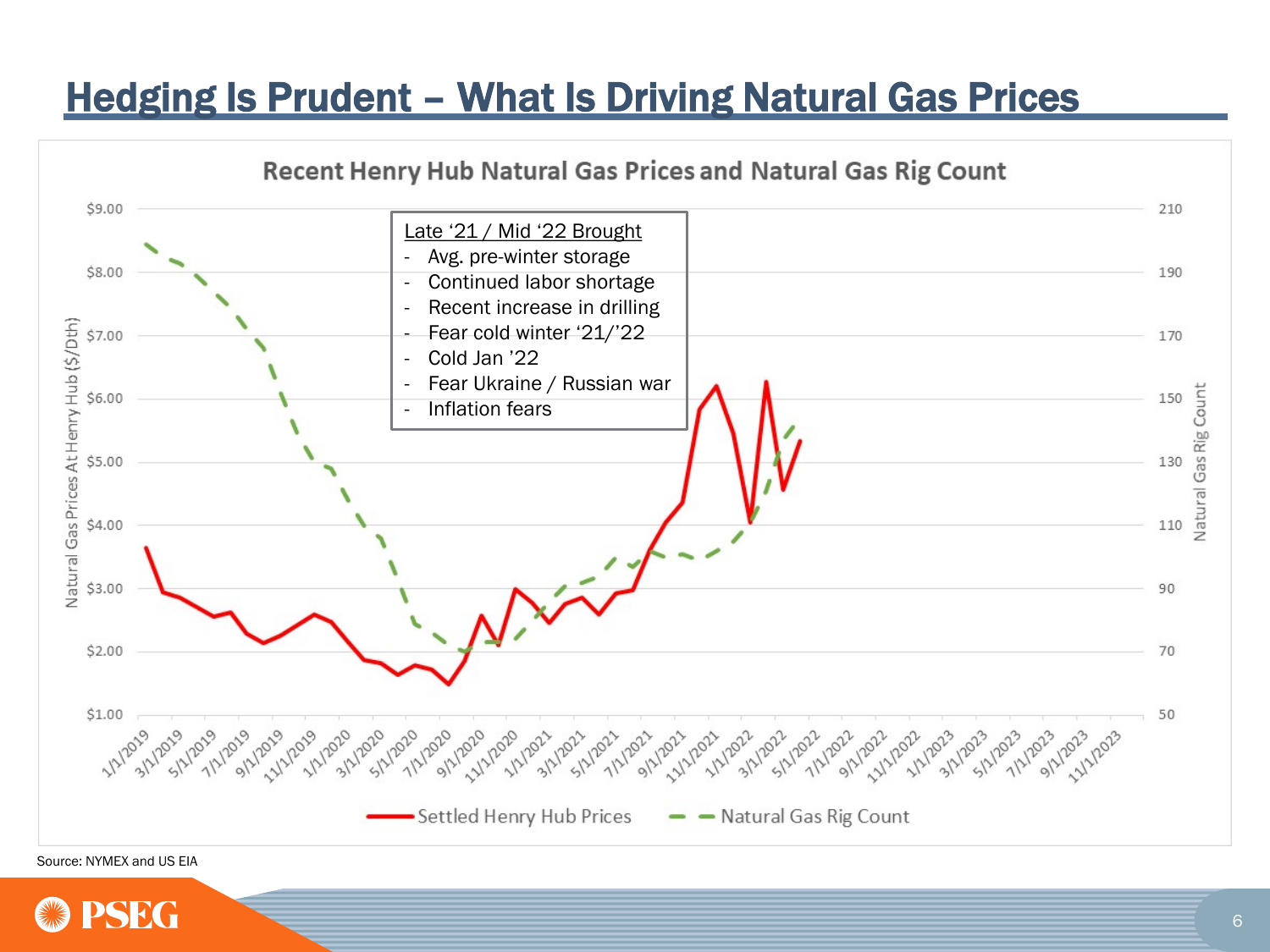# Hedging Is Prudent – What Is Driving Natural Gas Prices

Recent Henry Hub Natural Gas Prices and Natural Gas Rig Count

Late '21 / Mid '22 Brought
- Avg. pre-winter storage
- Continued labor shortage
- Recent increase in drilling
- Fear cold winter '21/'22
- Cold Jan '22
- Fear Ukraine / Russian war
- Inflation fears

Natural Gas Prices At Henry Hub ($/Dth)

$9.00
$8.00
$7.00
$6.00
$5.00
$4.00
$3.00
$2.00
$1.00

Natural Gas Rig Count

210
190
170
150
130
110
90
70
50

1/1/2019 3/1/2019 5/1/2019 7/1/2019 9/1/2019 11/1/2019 1/1/2020 3/1/2020 5/1/2020 7/1/2020 9/1/2020 11/1/2020 1/1/2021 3/1/2021 5/1/2021 7/1/2021 9/1/2021 11/1/2021 1/1/2022 3/1/2022 5/1/2022 7/1/2022 9/1/2022 11/1/2022 1/1/2023 3/1/2023 5/1/2023 7/1/2023 9/1/2023 11/1/2023

Settled Henry Hub Prices — Natural Gas Rig Count

Source: NYMEX and US EIA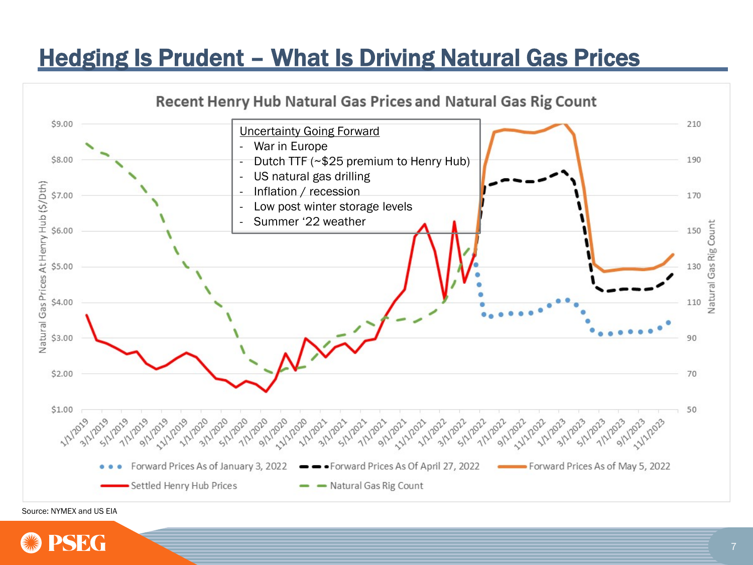# Hedging Is Prudent – What Is Driving Natural Gas Prices

Recent Henry Hub Natural Gas Prices and Natural Gas Rig Count

Uncertainty Going Forward

- War in Europe
- Dutch TTF (~$25 premium to Henry Hub)
- US natural gas drilling
- Inflation / recession
- Low post winter storage levels
- Summer ‘22 weather

Natural Gas Prices At Henry Hub ($/Dth)

$9.00
$8.00
$7.00
$6.00
$5.00
$4.00
$3.00
$2.00
$1.00

Natural Gas Rig Count

210
190
170
150
130
110
90
70
50

1/1/2019 3/1/2019 5/1/2019 7/1/2019 9/1/2019 11/1/2019 1/1/2020 3/1/2020 5/1/2020 7/1/2020 9/1/2020 11/1/2020 1/1/2021 3/1/2021 5/1/2021 7/1/2021 9/1/2021 11/1/2021 1/1/2022 3/1/2022 5/1/2022 7/1/2022 9/1/2022 11/1/2022 1/1/2023 3/1/2023 5/1/2023 7/1/2023 9/1/2023 11/1/2023

Forward Prices As of January 3, 2022
Forward Prices As Of April 27, 2022
Forward Prices As of May 5, 2022
Settled Henry Hub Prices
Natural Gas Rig Count

Source: NYMEX and US EIA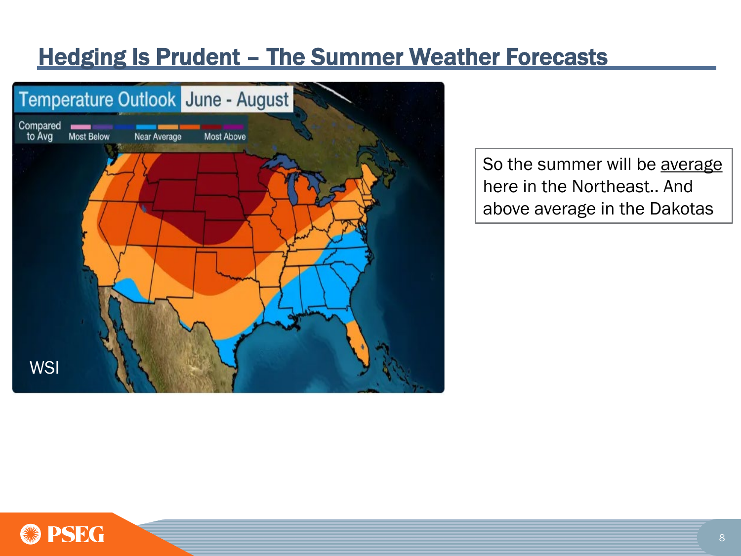# Hedging Is Prudent – The Summer Weather Forecasts

Temperature Outlook June - August

Compared to Avg

Most Below

Near Average

Most Above

WSI

So the summer will be average here in the Northeast.. And above average in the Dakotas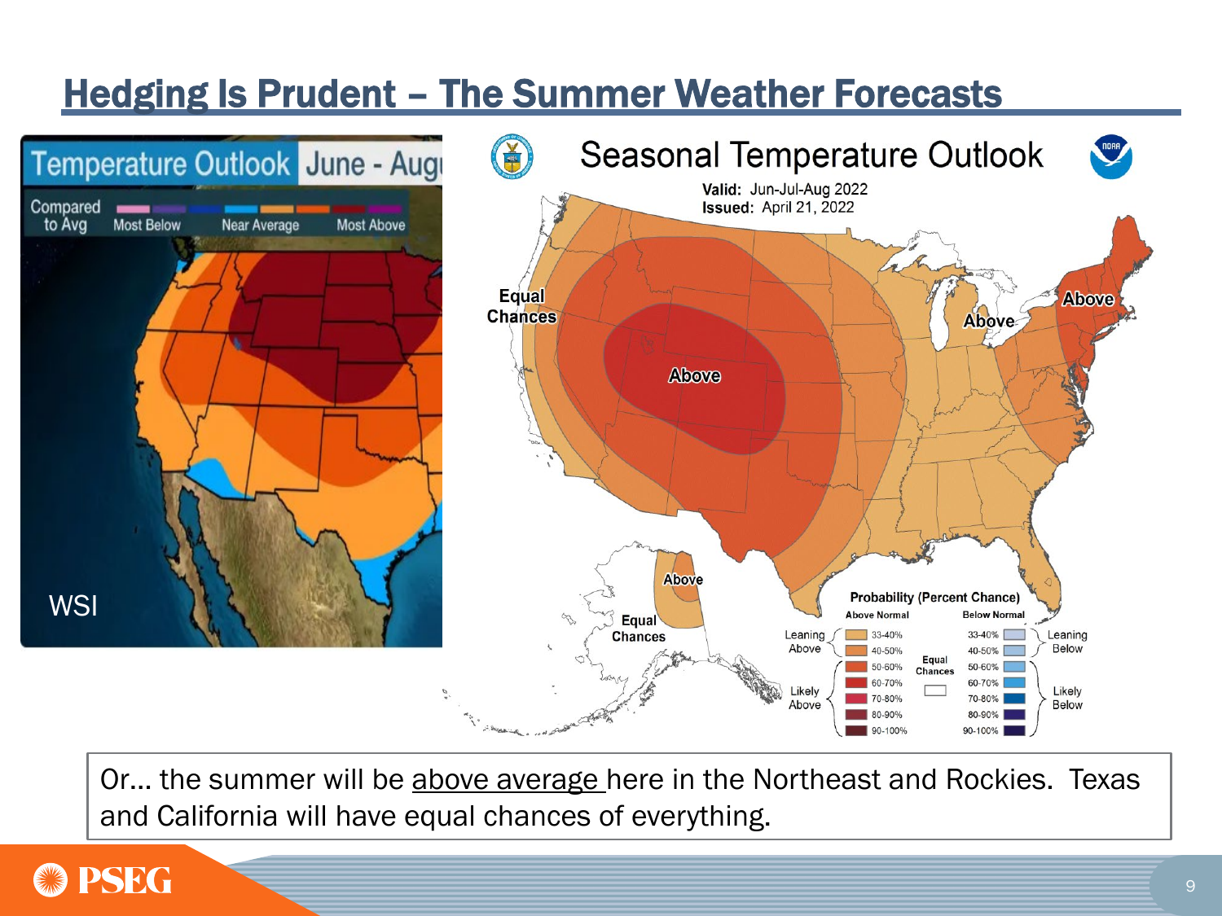# Hedging Is Prudent – The Summer Weather Forecasts

Temperature Outlook June - Augu

Compared to Avg

Most Below

Near Average

Most Above

WSI

Seasonal Temperature Outlook

Valid: Jun-Jul-Aug 2022

Issued: April 21, 2022

Equal Chances

Above

Above

Above

Above

Equal Chances

Probability (Percent Chance)

Above Normal

Below Normal

Leaning Above

33-40%

40-50%

Likely Above

50-60%

60-70%

70-80%

80-90%

90-100%

Equal Chances

Leaning Below

33-40%

40-50%

Likely Below

50-60%

60-70%

70-80%

80-90%

90-100%

Or… the summer will be above average here in the Northeast and Rockies. Texas and California will have equal chances of everything.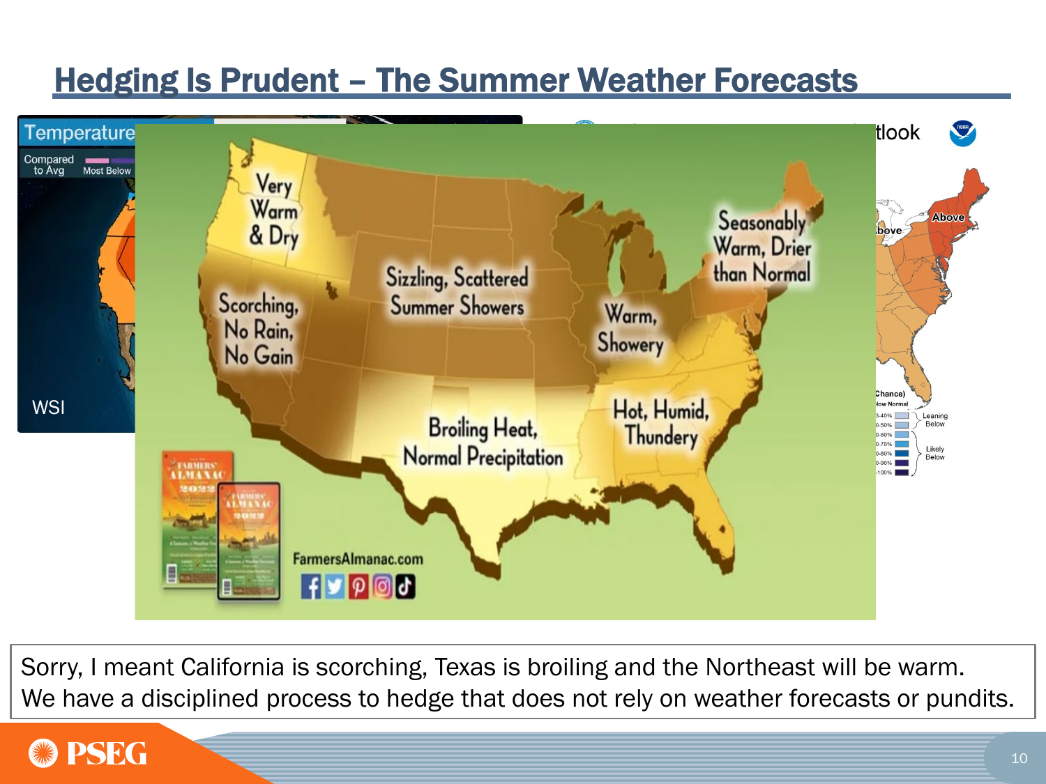# Hedging Is Prudent – The Summer Weather Forecasts

Temperature

Compared to Avg

Most Below

WSI

tlook

Above

bove

Very Warm & Dry

Scorching, No Rain, No Gain

Sizzling, Scattered Summer Showers

Seasonably Warm, Drier than Normal

Warm, Showery

Hot, Humid, Thundery

Broiling Heat, Normal Precipitation

FarmersAlmanac.com

Sorry, I meant California is scorching, Texas is broiling and the Northeast will be warm. We have a disciplined process to hedge that does not rely on weather forecasts or pundits.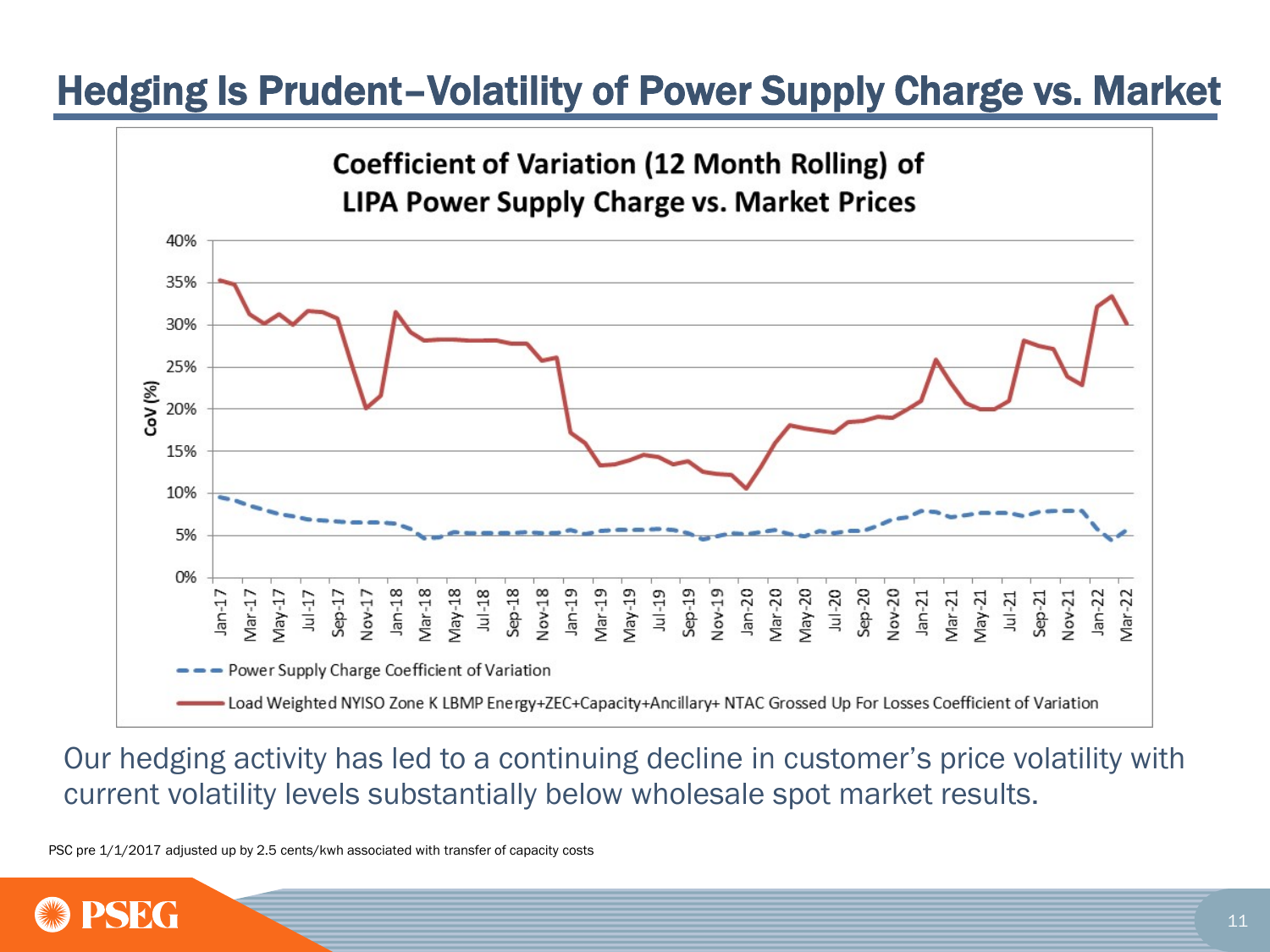# Hedging Is Prudent–Volatility of Power Supply Charge vs. Market

Coefficient of Variation (12 Month Rolling) of
LIPA Power Supply Charge vs. Market Prices

CoV (%)

40%
35%
30%
25%
20%
15%
10%
5%
0%

Jan-17
Mar-17
May-17
Jul-17
Sep-17
Nov-17
Jan-18
Mar-18
May-18
Jul-18
Sep-18
Nov-18
Jan-19
Mar-19
May-19
Jul-19
Sep-19
Nov-19
Jan-20
Mar-20
May-20
Jul-20
Sep-20
Nov-20
Jan-21
Mar-21
May-21
Jul-21
Sep-21
Nov-21
Jan-22
Mar-22

Power Supply Charge Coefficient of Variation

Load Weighted NYISO Zone K LBMP Energy+ZEC+Capacity+Ancillary+ NTAC Grossed Up For Losses Coefficient of Variation

Our hedging activity has led to a continuing decline in customer's price volatility with current volatility levels substantially below wholesale spot market results.

PSC pre 1/1/2017 adjusted up by 2.5 cents/kwh associated with transfer of capacity costs

PSEG